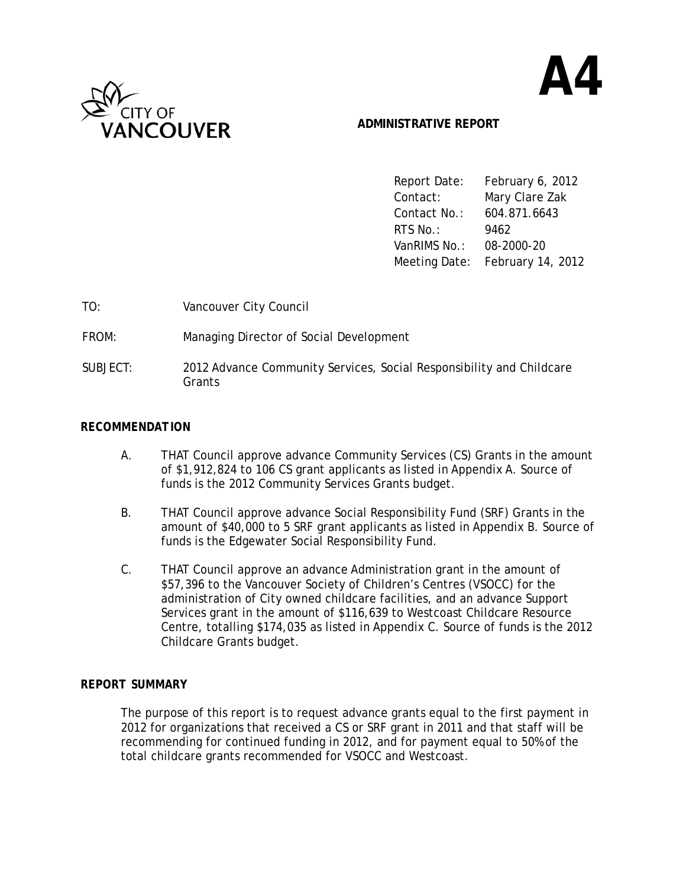# A4

**ADMINISTRATIVE REPORT**

| | |
|---|---|
| Report Date: | February 6, 2012 |
| Contact: | Mary Clare Zak |
| Contact No.: | 604.871.6643 |
| RTS No.: | 9462 |
| VanRIMS No.: | 08-2000-20 |
| Meeting Date: | February 14, 2012 |

TO: Vancouver City Council

FROM: Managing Director of Social Development

SUBJECT: 2012 Advance Community Services, Social Responsibility and Childcare Grants

## RECOMMENDATION

A. THAT Council approve advance Community Services (CS) Grants in the amount of $1,912,824 to 106 CS grant applicants as listed in Appendix A. Source of funds is the 2012 Community Services Grants budget.

B. THAT Council approve advance Social Responsibility Fund (SRF) Grants in the amount of $40,000 to 5 SRF grant applicants as listed in Appendix B. Source of funds is the Edgewater Social Responsibility Fund.

C. THAT Council approve an advance Administration grant in the amount of $57,396 to the Vancouver Society of Children's Centres (VSOCC) for the administration of City owned childcare facilities, and an advance Support Services grant in the amount of $116,639 to Westcoast Childcare Resource Centre, totalling $174,035 as listed in Appendix C. Source of funds is the 2012 Childcare Grants budget.

## REPORT SUMMARY

The purpose of this report is to request advance grants equal to the first payment in 2012 for organizations that received a CS or SRF grant in 2011 and that staff will be recommending for continued funding in 2012, and for payment equal to 50% of the total childcare grants recommended for VSOCC and Westcoast.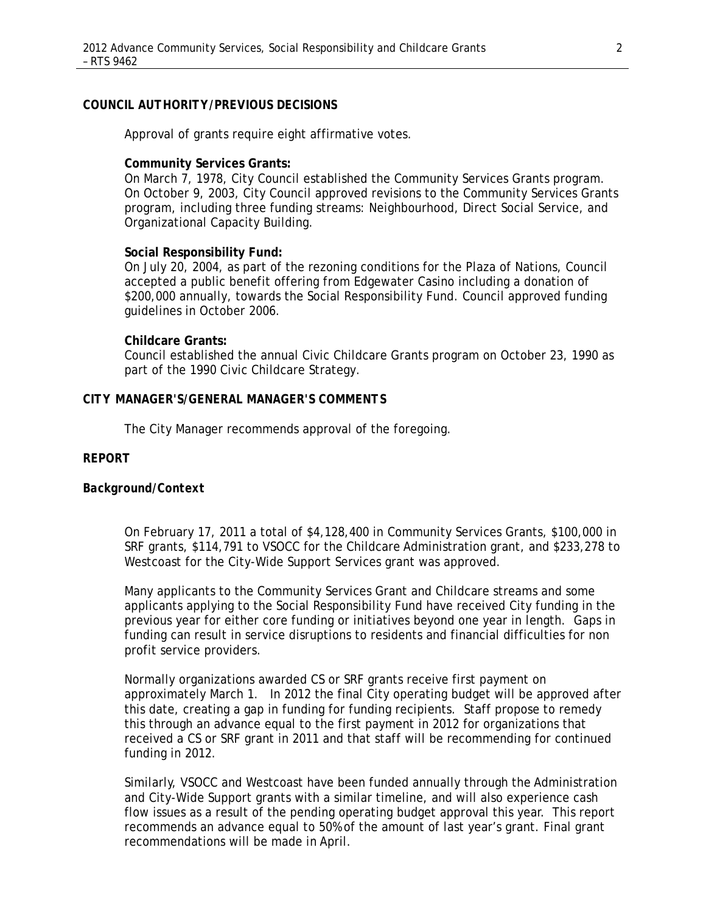## COUNCIL AUTHORITY/PREVIOUS DECISIONS

Approval of grants require eight affirmative votes.

**Community Services Grants:**
On March 7, 1978, City Council established the Community Services Grants program. On October 9, 2003, City Council approved revisions to the Community Services Grants program, including three funding streams: Neighbourhood, Direct Social Service, and Organizational Capacity Building.

**Social Responsibility Fund:**
On July 20, 2004, as part of the rezoning conditions for the Plaza of Nations, Council accepted a public benefit offering from Edgewater Casino including a donation of $200,000 annually, towards the Social Responsibility Fund. Council approved funding guidelines in October 2006.

**Childcare Grants:**
Council established the annual Civic Childcare Grants program on October 23, 1990 as part of the 1990 Civic Childcare Strategy.

## CITY MANAGER'S/GENERAL MANAGER'S COMMENTS

The City Manager recommends approval of the foregoing.

## REPORT

### Background/Context

On February 17, 2011 a total of $4,128,400 in Community Services Grants, $100,000 in SRF grants, $114,791 to VSOCC for the Childcare Administration grant, and $233,278 to Westcoast for the City-Wide Support Services grant was approved.

Many applicants to the Community Services Grant and Childcare streams and some applicants applying to the Social Responsibility Fund have received City funding in the previous year for either core funding or initiatives beyond one year in length. Gaps in funding can result in service disruptions to residents and financial difficulties for non profit service providers.

Normally organizations awarded CS or SRF grants receive first payment on approximately March 1. In 2012 the final City operating budget will be approved after this date, creating a gap in funding for funding recipients. Staff propose to remedy this through an advance equal to the first payment in 2012 for organizations that received a CS or SRF grant in 2011 and that staff will be recommending for continued funding in 2012.

Similarly, VSOCC and Westcoast have been funded annually through the Administration and City-Wide Support grants with a similar timeline, and will also experience cash flow issues as a result of the pending operating budget approval this year. This report recommends an advance equal to 50% of the amount of last year's grant. Final grant recommendations will be made in April.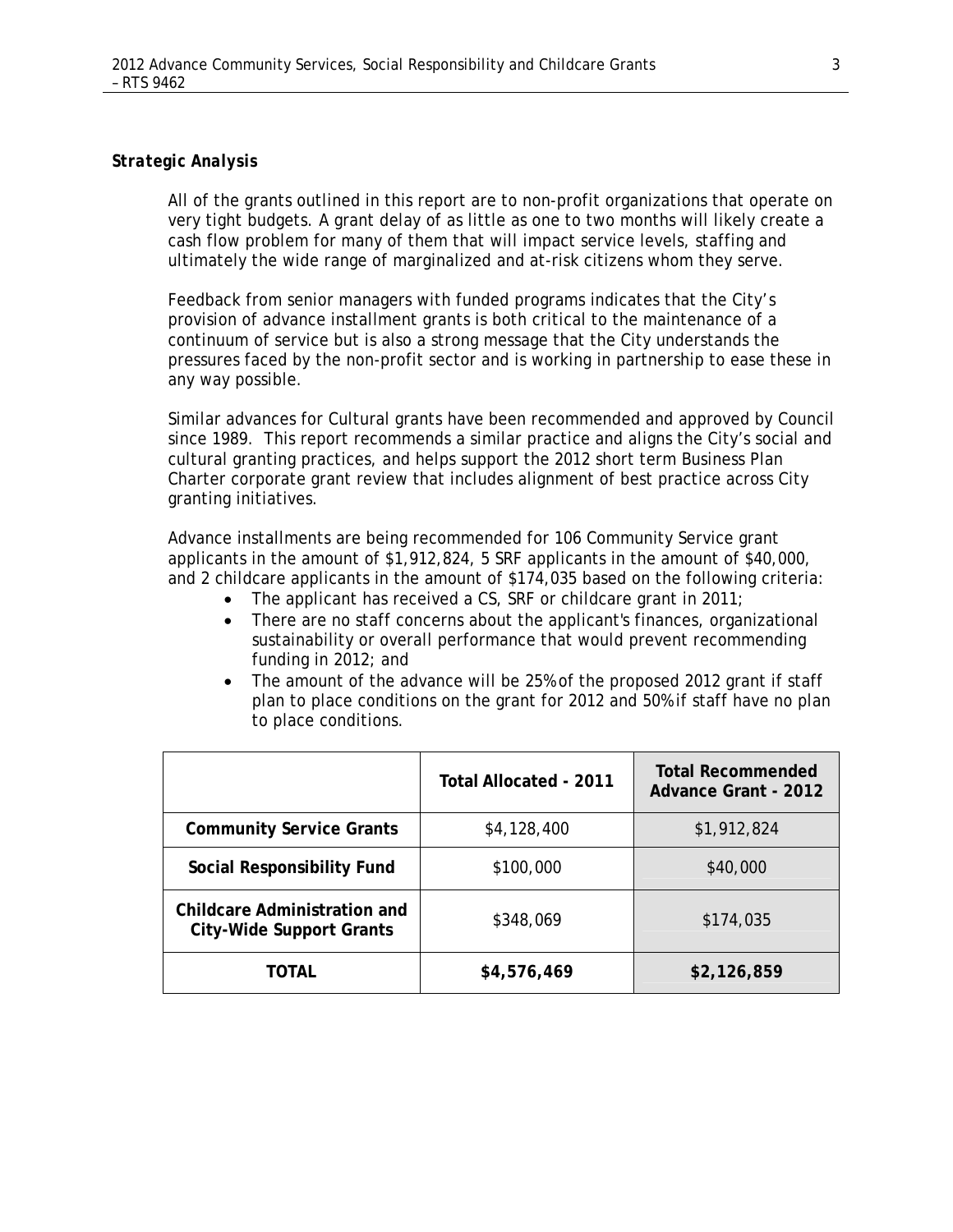***Strategic Analysis***

All of the grants outlined in this report are to non-profit organizations that operate on very tight budgets. A grant delay of as little as one to two months will likely create a cash flow problem for many of them that will impact service levels, staffing and ultimately the wide range of marginalized and at-risk citizens whom they serve.

Feedback from senior managers with funded programs indicates that the City's provision of advance installment grants is both critical to the maintenance of a continuum of service but is also a strong message that the City understands the pressures faced by the non-profit sector and is working in partnership to ease these in any way possible.

Similar advances for Cultural grants have been recommended and approved by Council since 1989. This report recommends a similar practice and aligns the City's social and cultural granting practices, and helps support the 2012 short term Business Plan Charter corporate grant review that includes alignment of best practice across City granting initiatives.

Advance installments are being recommended for 106 Community Service grant applicants in the amount of $1,912,824, 5 SRF applicants in the amount of $40,000, and 2 childcare applicants in the amount of $174,035 based on the following criteria:

- The applicant has received a CS, SRF or childcare grant in 2011;
- There are no staff concerns about the applicant's finances, organizational sustainability or overall performance that would prevent recommending funding in 2012; and
- The amount of the advance will be 25% of the proposed 2012 grant if staff plan to place conditions on the grant for 2012 and 50% if staff have no plan to place conditions.

| | Total Allocated - 2011 | Total Recommended Advance Grant - 2012 |
|---|---|---|
| **Community Service Grants** | $4,128,400 | $1,912,824 |
| **Social Responsibility Fund** | $100,000 | $40,000 |
| **Childcare Administration and City-Wide Support Grants** | $348,069 | $174,035 |
| **TOTAL** | **$4,576,469** | **$2,126,859** |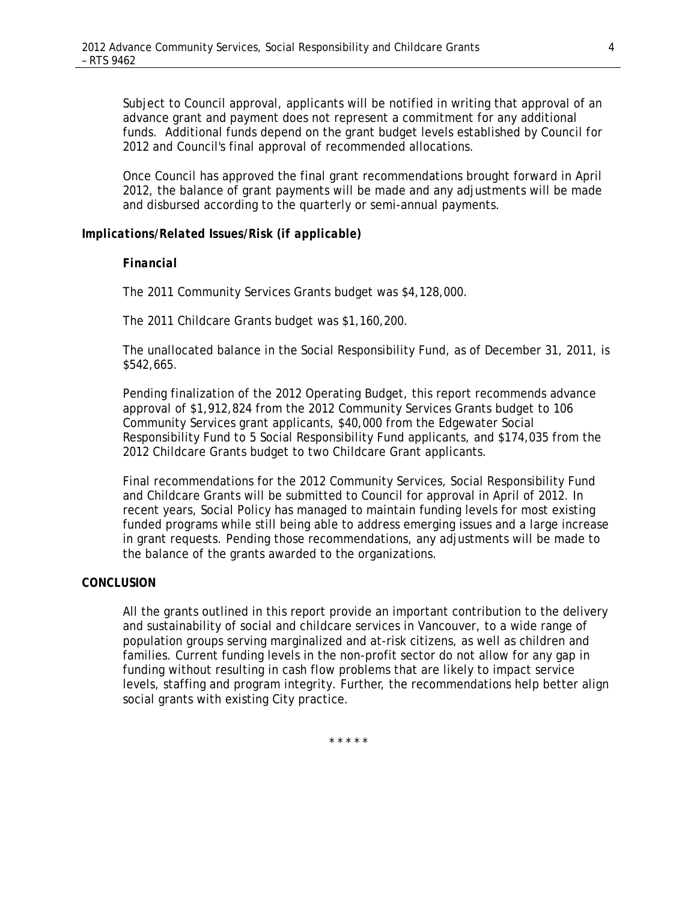Subject to Council approval, applicants will be notified in writing that approval of an advance grant and payment does not represent a commitment for any additional funds. Additional funds depend on the grant budget levels established by Council for 2012 and Council's final approval of recommended allocations.

Once Council has approved the final grant recommendations brought forward in April 2012, the balance of grant payments will be made and any adjustments will be made and disbursed according to the quarterly or semi-annual payments.

***Implications/Related Issues/Risk (if applicable)***

***Financial***

The 2011 Community Services Grants budget was $4,128,000.

The 2011 Childcare Grants budget was $1,160,200.

The unallocated balance in the Social Responsibility Fund, as of December 31, 2011, is $542,665.

Pending finalization of the 2012 Operating Budget, this report recommends advance approval of $1,912,824 from the 2012 Community Services Grants budget to 106 Community Services grant applicants, $40,000 from the Edgewater Social Responsibility Fund to 5 Social Responsibility Fund applicants, and $174,035 from the 2012 Childcare Grants budget to two Childcare Grant applicants.

Final recommendations for the 2012 Community Services, Social Responsibility Fund and Childcare Grants will be submitted to Council for approval in April of 2012. In recent years, Social Policy has managed to maintain funding levels for most existing funded programs while still being able to address emerging issues and a large increase in grant requests. Pending those recommendations, any adjustments will be made to the balance of the grants awarded to the organizations.

**CONCLUSION**

All the grants outlined in this report provide an important contribution to the delivery and sustainability of social and childcare services in Vancouver, to a wide range of population groups serving marginalized and at-risk citizens, as well as children and families. Current funding levels in the non-profit sector do not allow for any gap in funding without resulting in cash flow problems that are likely to impact service levels, staffing and program integrity. Further, the recommendations help better align social grants with existing City practice.

\* \* \* \* \*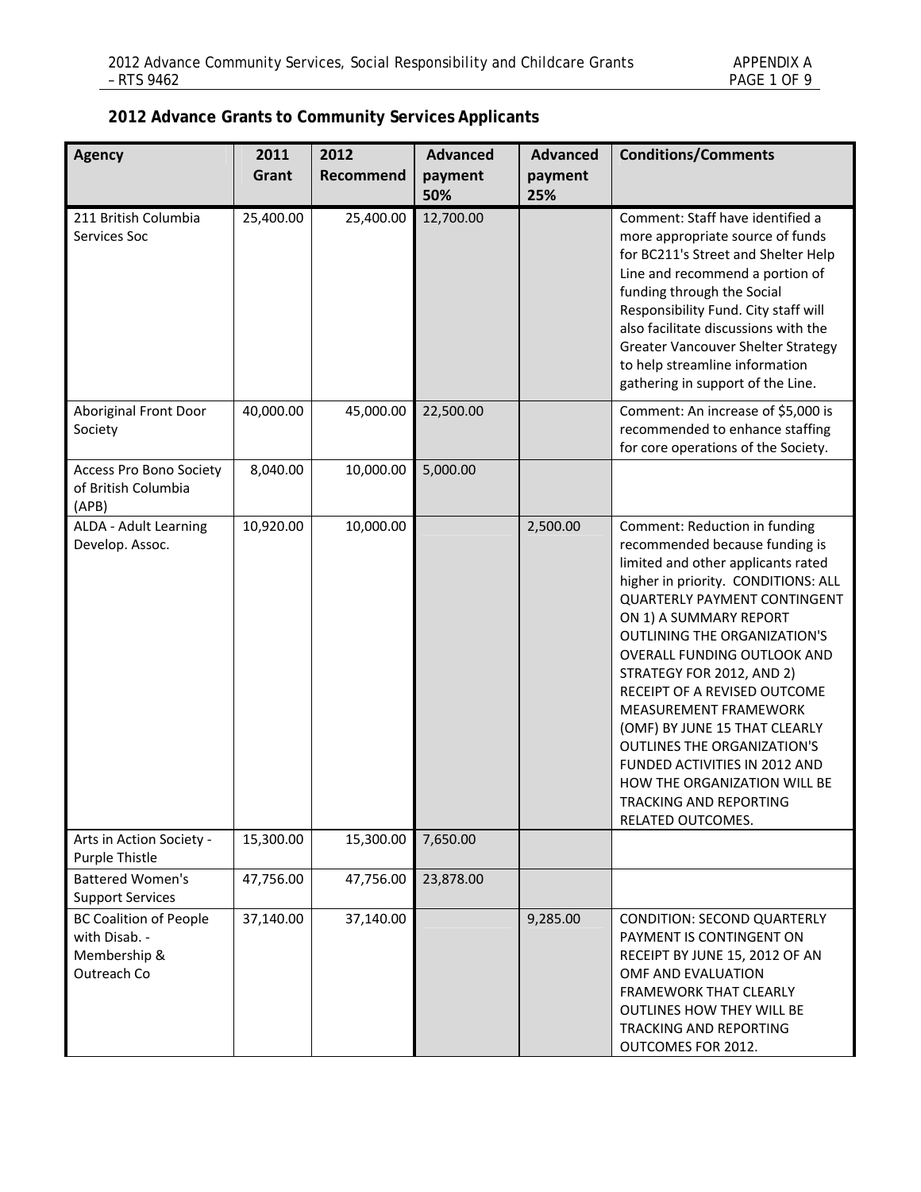## 2012 Advance Grants to Community Services Applicants

| Agency | 2011 Grant | 2012 Recommend | Advanced payment 50% | Advanced payment 25% | Conditions/Comments |
|---|---|---|---|---|---|
| 211 British Columbia Services Soc | 25,400.00 | 25,400.00 | 12,700.00 | | Comment: Staff have identified a more appropriate source of funds for BC211's Street and Shelter Help Line and recommend a portion of funding through the Social Responsibility Fund. City staff will also facilitate discussions with the Greater Vancouver Shelter Strategy to help streamline information gathering in support of the Line. |
| Aboriginal Front Door Society | 40,000.00 | 45,000.00 | 22,500.00 | | Comment: An increase of $5,000 is recommended to enhance staffing for core operations of the Society. |
| Access Pro Bono Society of British Columbia (APB) | 8,040.00 | 10,000.00 | 5,000.00 | | |
| ALDA - Adult Learning Develop. Assoc. | 10,920.00 | 10,000.00 | | 2,500.00 | Comment: Reduction in funding recommended because funding is limited and other applicants rated higher in priority. CONDITIONS: ALL QUARTERLY PAYMENT CONTINGENT ON 1) A SUMMARY REPORT OUTLINING THE ORGANIZATION'S OVERALL FUNDING OUTLOOK AND STRATEGY FOR 2012, AND 2) RECEIPT OF A REVISED OUTCOME MEASUREMENT FRAMEWORK (OMF) BY JUNE 15 THAT CLEARLY OUTLINES THE ORGANIZATION'S FUNDED ACTIVITIES IN 2012 AND HOW THE ORGANIZATION WILL BE TRACKING AND REPORTING RELATED OUTCOMES. |
| Arts in Action Society - Purple Thistle | 15,300.00 | 15,300.00 | 7,650.00 | | |
| Battered Women's Support Services | 47,756.00 | 47,756.00 | 23,878.00 | | |
| BC Coalition of People with Disab. - Membership & Outreach Co | 37,140.00 | 37,140.00 | | 9,285.00 | CONDITION: SECOND QUARTERLY PAYMENT IS CONTINGENT ON RECEIPT BY JUNE 15, 2012 OF AN OMF AND EVALUATION FRAMEWORK THAT CLEARLY OUTLINES HOW THEY WILL BE TRACKING AND REPORTING OUTCOMES FOR 2012. |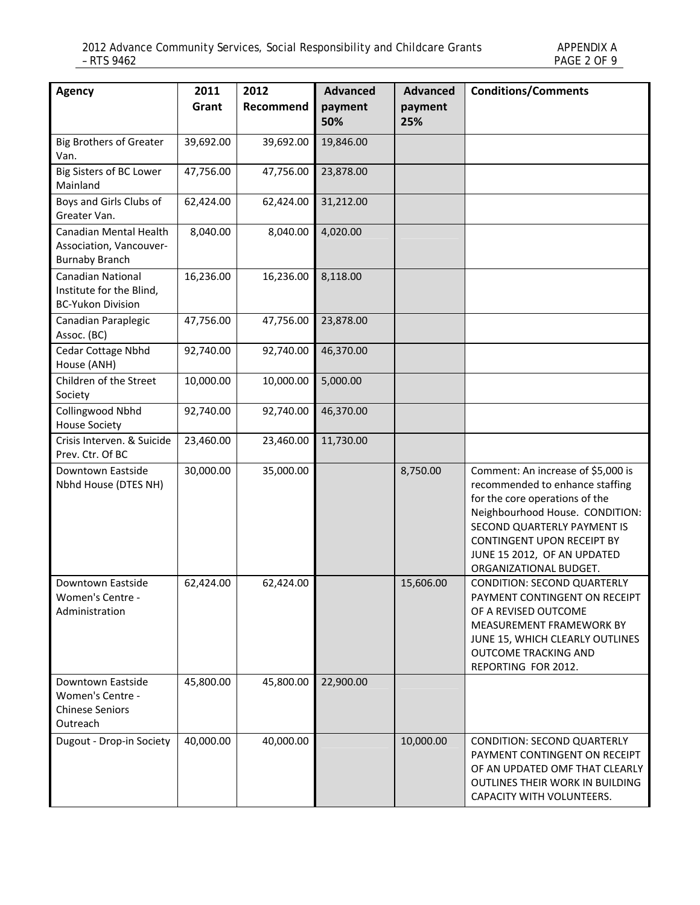| Agency | 2011 Grant | 2012 Recommend | Advanced payment 50% | Advanced payment 25% | Conditions/Comments |
|---|---|---|---|---|---|
| Big Brothers of Greater Van. | 39,692.00 | 39,692.00 | 19,846.00 | | |
| Big Sisters of BC Lower Mainland | 47,756.00 | 47,756.00 | 23,878.00 | | |
| Boys and Girls Clubs of Greater Van. | 62,424.00 | 62,424.00 | 31,212.00 | | |
| Canadian Mental Health Association, Vancouver-Burnaby Branch | 8,040.00 | 8,040.00 | 4,020.00 | | |
| Canadian National Institute for the Blind, BC-Yukon Division | 16,236.00 | 16,236.00 | 8,118.00 | | |
| Canadian Paraplegic Assoc. (BC) | 47,756.00 | 47,756.00 | 23,878.00 | | |
| Cedar Cottage Nbhd House (ANH) | 92,740.00 | 92,740.00 | 46,370.00 | | |
| Children of the Street Society | 10,000.00 | 10,000.00 | 5,000.00 | | |
| Collingwood Nbhd House Society | 92,740.00 | 92,740.00 | 46,370.00 | | |
| Crisis Interven. & Suicide Prev. Ctr. Of BC | 23,460.00 | 23,460.00 | 11,730.00 | | |
| Downtown Eastside Nbhd House (DTES NH) | 30,000.00 | 35,000.00 | | 8,750.00 | Comment: An increase of $5,000 is recommended to enhance staffing for the core operations of the Neighbourhood House. CONDITION: SECOND QUARTERLY PAYMENT IS CONTINGENT UPON RECEIPT BY JUNE 15 2012, OF AN UPDATED ORGANIZATIONAL BUDGET. |
| Downtown Eastside Women's Centre - Administration | 62,424.00 | 62,424.00 | | 15,606.00 | CONDITION: SECOND QUARTERLY PAYMENT CONTINGENT ON RECEIPT OF A REVISED OUTCOME MEASUREMENT FRAMEWORK BY JUNE 15, WHICH CLEARLY OUTLINES OUTCOME TRACKING AND REPORTING FOR 2012. |
| Downtown Eastside Women's Centre - Chinese Seniors Outreach | 45,800.00 | 45,800.00 | 22,900.00 | | |
| Dugout - Drop-in Society | 40,000.00 | 40,000.00 | | 10,000.00 | CONDITION: SECOND QUARTERLY PAYMENT CONTINGENT ON RECEIPT OF AN UPDATED OMF THAT CLEARLY OUTLINES THEIR WORK IN BUILDING CAPACITY WITH VOLUNTEERS. |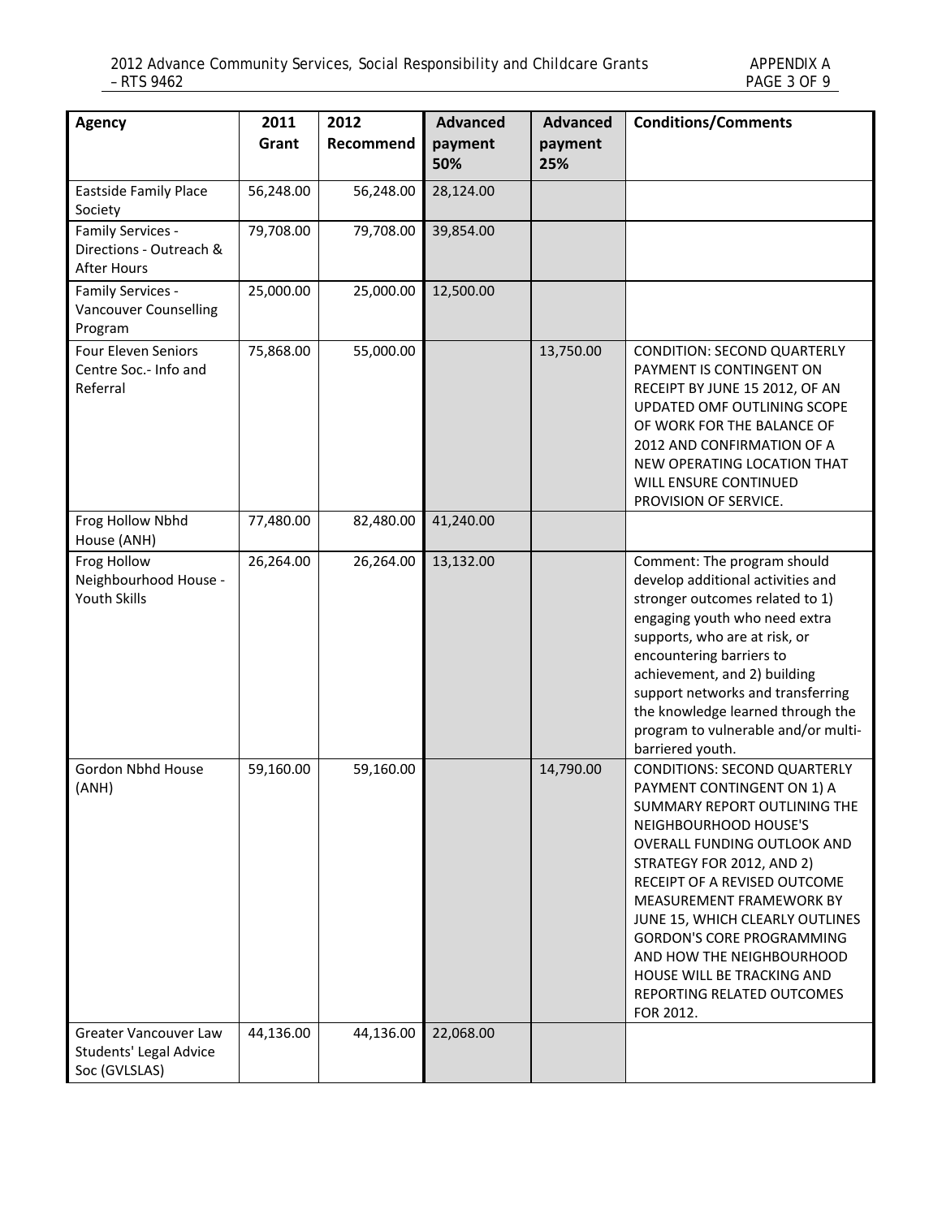| Agency | 2011 Grant | 2012 Recommend | Advanced payment 50% | Advanced payment 25% | Conditions/Comments |
|---|---|---|---|---|---|
| Eastside Family Place Society | 56,248.00 | 56,248.00 | 28,124.00 | | |
| Family Services - Directions - Outreach & After Hours | 79,708.00 | 79,708.00 | 39,854.00 | | |
| Family Services - Vancouver Counselling Program | 25,000.00 | 25,000.00 | 12,500.00 | | |
| Four Eleven Seniors Centre Soc.- Info and Referral | 75,868.00 | 55,000.00 | | 13,750.00 | CONDITION: SECOND QUARTERLY PAYMENT IS CONTINGENT ON RECEIPT BY JUNE 15 2012, OF AN UPDATED OMF OUTLINING SCOPE OF WORK FOR THE BALANCE OF 2012 AND CONFIRMATION OF A NEW OPERATING LOCATION THAT WILL ENSURE CONTINUED PROVISION OF SERVICE. |
| Frog Hollow Nbhd House (ANH) | 77,480.00 | 82,480.00 | 41,240.00 | | |
| Frog Hollow Neighbourhood House - Youth Skills | 26,264.00 | 26,264.00 | 13,132.00 | | Comment: The program should develop additional activities and stronger outcomes related to 1) engaging youth who need extra supports, who are at risk, or encountering barriers to achievement, and 2) building support networks and transferring the knowledge learned through the program to vulnerable and/or multi-barriered youth. |
| Gordon Nbhd House (ANH) | 59,160.00 | 59,160.00 | | 14,790.00 | CONDITIONS: SECOND QUARTERLY PAYMENT CONTINGENT ON 1) A SUMMARY REPORT OUTLINING THE NEIGHBOURHOOD HOUSE'S OVERALL FUNDING OUTLOOK AND STRATEGY FOR 2012, AND 2) RECEIPT OF A REVISED OUTCOME MEASUREMENT FRAMEWORK BY JUNE 15, WHICH CLEARLY OUTLINES GORDON'S CORE PROGRAMMING AND HOW THE NEIGHBOURHOOD HOUSE WILL BE TRACKING AND REPORTING RELATED OUTCOMES FOR 2012. |
| Greater Vancouver Law Students' Legal Advice Soc (GVLSLAS) | 44,136.00 | 44,136.00 | 22,068.00 | | |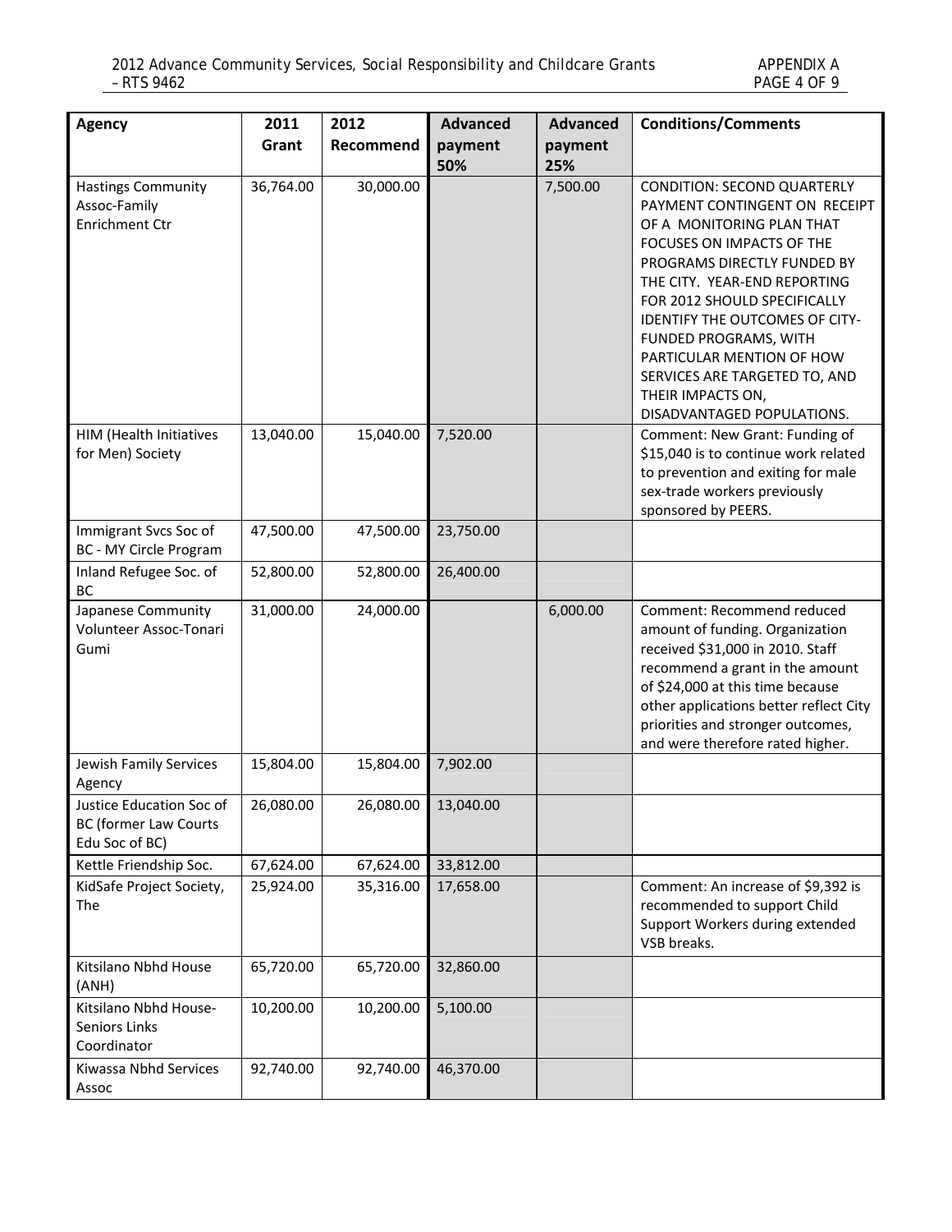| Agency | 2011 Grant | 2012 Recommend | Advanced payment 50% | Advanced payment 25% | Conditions/Comments |
|---|---|---|---|---|---|
| Hastings Community Assoc-Family Enrichment Ctr | 36,764.00 | 30,000.00 | | 7,500.00 | CONDITION: SECOND QUARTERLY PAYMENT CONTINGENT ON RECEIPT OF A MONITORING PLAN THAT FOCUSES ON IMPACTS OF THE PROGRAMS DIRECTLY FUNDED BY THE CITY. YEAR-END REPORTING FOR 2012 SHOULD SPECIFICALLY IDENTIFY THE OUTCOMES OF CITY-FUNDED PROGRAMS, WITH PARTICULAR MENTION OF HOW SERVICES ARE TARGETED TO, AND THEIR IMPACTS ON, DISADVANTAGED POPULATIONS. |
| HIM (Health Initiatives for Men) Society | 13,040.00 | 15,040.00 | 7,520.00 | | Comment: New Grant: Funding of $15,040 is to continue work related to prevention and exiting for male sex-trade workers previously sponsored by PEERS. |
| Immigrant Svcs Soc of BC - MY Circle Program | 47,500.00 | 47,500.00 | 23,750.00 | | |
| Inland Refugee Soc. of BC | 52,800.00 | 52,800.00 | 26,400.00 | | |
| Japanese Community Volunteer Assoc-Tonari Gumi | 31,000.00 | 24,000.00 | | 6,000.00 | Comment: Recommend reduced amount of funding. Organization received $31,000 in 2010. Staff recommend a grant in the amount of $24,000 at this time because other applications better reflect City priorities and stronger outcomes, and were therefore rated higher. |
| Jewish Family Services Agency | 15,804.00 | 15,804.00 | 7,902.00 | | |
| Justice Education Soc of BC (former Law Courts Edu Soc of BC) | 26,080.00 | 26,080.00 | 13,040.00 | | |
| Kettle Friendship Soc. | 67,624.00 | 67,624.00 | 33,812.00 | | |
| KidSafe Project Society, The | 25,924.00 | 35,316.00 | 17,658.00 | | Comment: An increase of $9,392 is recommended to support Child Support Workers during extended VSB breaks. |
| Kitsilano Nbhd House (ANH) | 65,720.00 | 65,720.00 | 32,860.00 | | |
| Kitsilano Nbhd House-Seniors Links Coordinator | 10,200.00 | 10,200.00 | 5,100.00 | | |
| Kiwassa Nbhd Services Assoc | 92,740.00 | 92,740.00 | 46,370.00 | | |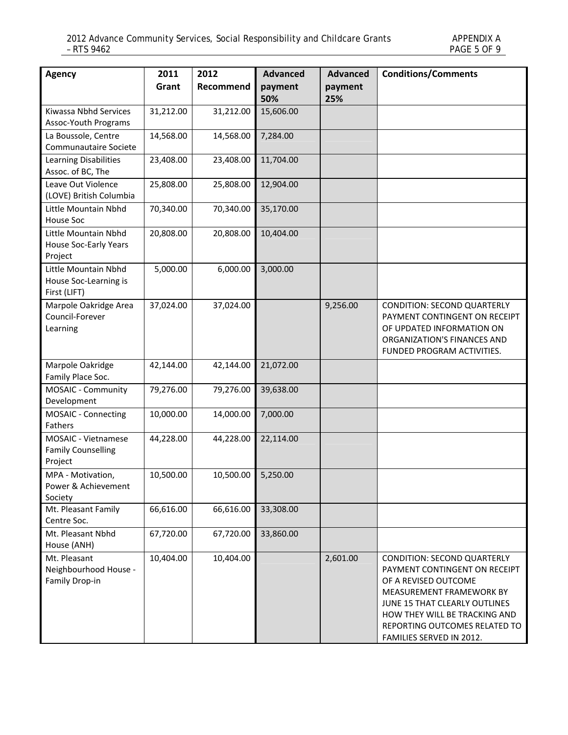| Agency | 2011 Grant | 2012 Recommend | Advanced payment 50% | Advanced payment 25% | Conditions/Comments |
|---|---|---|---|---|---|
| Kiwassa Nbhd Services Assoc-Youth Programs | 31,212.00 | 31,212.00 | 15,606.00 | | |
| La Boussole, Centre Communautaire Societe | 14,568.00 | 14,568.00 | 7,284.00 | | |
| Learning Disabilities Assoc. of BC, The | 23,408.00 | 23,408.00 | 11,704.00 | | |
| Leave Out Violence (LOVE) British Columbia | 25,808.00 | 25,808.00 | 12,904.00 | | |
| Little Mountain Nbhd House Soc | 70,340.00 | 70,340.00 | 35,170.00 | | |
| Little Mountain Nbhd House Soc-Early Years Project | 20,808.00 | 20,808.00 | 10,404.00 | | |
| Little Mountain Nbhd House Soc-Learning is First (LIFT) | 5,000.00 | 6,000.00 | 3,000.00 | | |
| Marpole Oakridge Area Council-Forever Learning | 37,024.00 | 37,024.00 | | 9,256.00 | CONDITION: SECOND QUARTERLY PAYMENT CONTINGENT ON RECEIPT OF UPDATED INFORMATION ON ORGANIZATION'S FINANCES AND FUNDED PROGRAM ACTIVITIES. |
| Marpole Oakridge Family Place Soc. | 42,144.00 | 42,144.00 | 21,072.00 | | |
| MOSAIC - Community Development | 79,276.00 | 79,276.00 | 39,638.00 | | |
| MOSAIC - Connecting Fathers | 10,000.00 | 14,000.00 | 7,000.00 | | |
| MOSAIC - Vietnamese Family Counselling Project | 44,228.00 | 44,228.00 | 22,114.00 | | |
| MPA - Motivation, Power & Achievement Society | 10,500.00 | 10,500.00 | 5,250.00 | | |
| Mt. Pleasant Family Centre Soc. | 66,616.00 | 66,616.00 | 33,308.00 | | |
| Mt. Pleasant Nbhd House (ANH) | 67,720.00 | 67,720.00 | 33,860.00 | | |
| Mt. Pleasant Neighbourhood House - Family Drop-in | 10,404.00 | 10,404.00 | | 2,601.00 | CONDITION: SECOND QUARTERLY PAYMENT CONTINGENT ON RECEIPT OF A REVISED OUTCOME MEASUREMENT FRAMEWORK BY JUNE 15 THAT CLEARLY OUTLINES HOW THEY WILL BE TRACKING AND REPORTING OUTCOMES RELATED TO FAMILIES SERVED IN 2012. |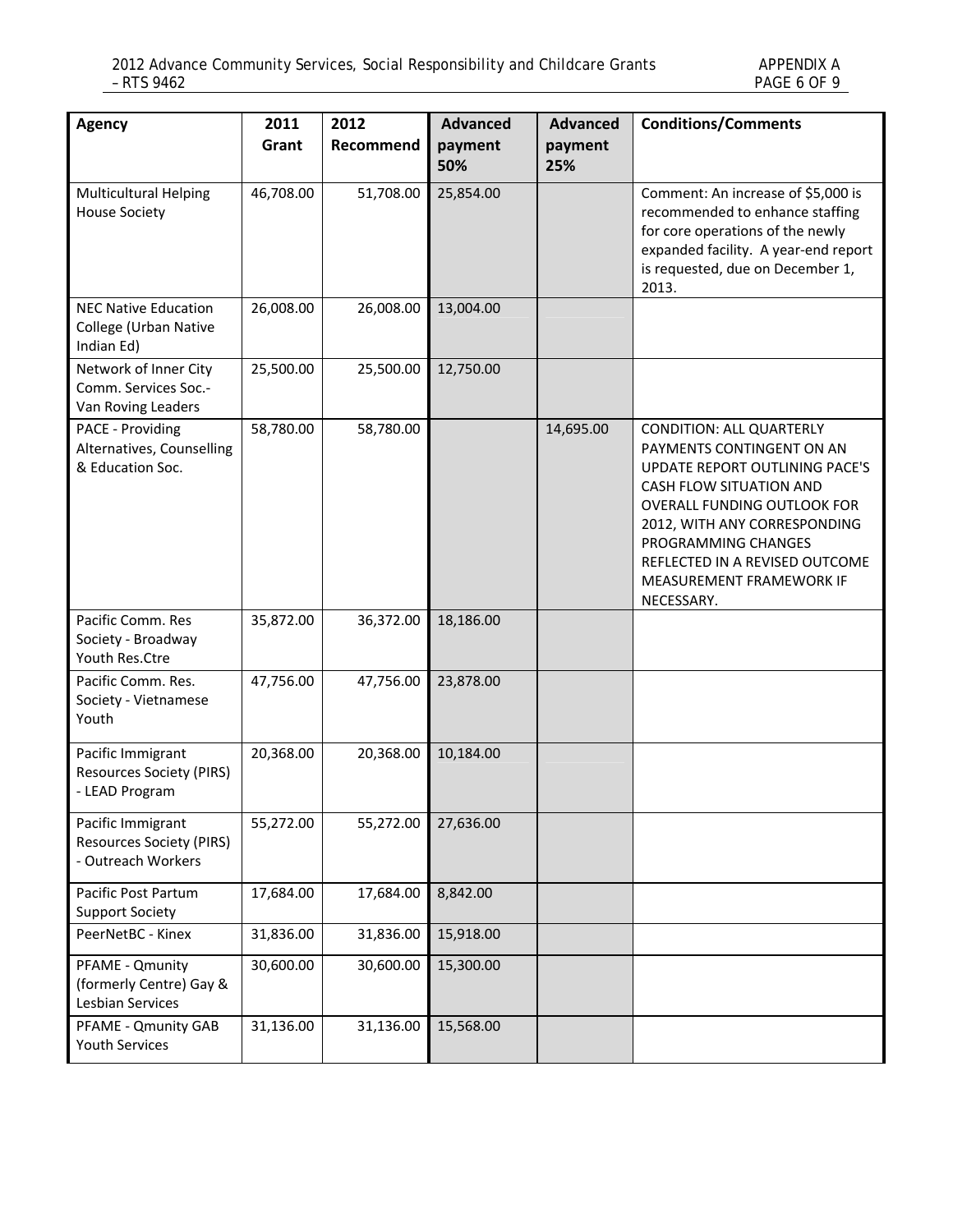| Agency | 2011 Grant | 2012 Recommend | Advanced payment 50% | Advanced payment 25% | Conditions/Comments |
|---|---|---|---|---|---|
| Multicultural Helping House Society | 46,708.00 | 51,708.00 | 25,854.00 | | Comment: An increase of $5,000 is recommended to enhance staffing for core operations of the newly expanded facility. A year-end report is requested, due on December 1, 2013. |
| NEC Native Education College (Urban Native Indian Ed) | 26,008.00 | 26,008.00 | 13,004.00 | | |
| Network of Inner City Comm. Services Soc.- Van Roving Leaders | 25,500.00 | 25,500.00 | 12,750.00 | | |
| PACE - Providing Alternatives, Counselling & Education Soc. | 58,780.00 | 58,780.00 | | 14,695.00 | CONDITION: ALL QUARTERLY PAYMENTS CONTINGENT ON AN UPDATE REPORT OUTLINING PACE'S CASH FLOW SITUATION AND OVERALL FUNDING OUTLOOK FOR 2012, WITH ANY CORRESPONDING PROGRAMMING CHANGES REFLECTED IN A REVISED OUTCOME MEASUREMENT FRAMEWORK IF NECESSARY. |
| Pacific Comm. Res Society - Broadway Youth Res.Ctre | 35,872.00 | 36,372.00 | 18,186.00 | | |
| Pacific Comm. Res. Society - Vietnamese Youth | 47,756.00 | 47,756.00 | 23,878.00 | | |
| Pacific Immigrant Resources Society (PIRS) - LEAD Program | 20,368.00 | 20,368.00 | 10,184.00 | | |
| Pacific Immigrant Resources Society (PIRS) - Outreach Workers | 55,272.00 | 55,272.00 | 27,636.00 | | |
| Pacific Post Partum Support Society | 17,684.00 | 17,684.00 | 8,842.00 | | |
| PeerNetBC - Kinex | 31,836.00 | 31,836.00 | 15,918.00 | | |
| PFAME - Qmunity (formerly Centre) Gay & Lesbian Services | 30,600.00 | 30,600.00 | 15,300.00 | | |
| PFAME - Qmunity GAB Youth Services | 31,136.00 | 31,136.00 | 15,568.00 | | |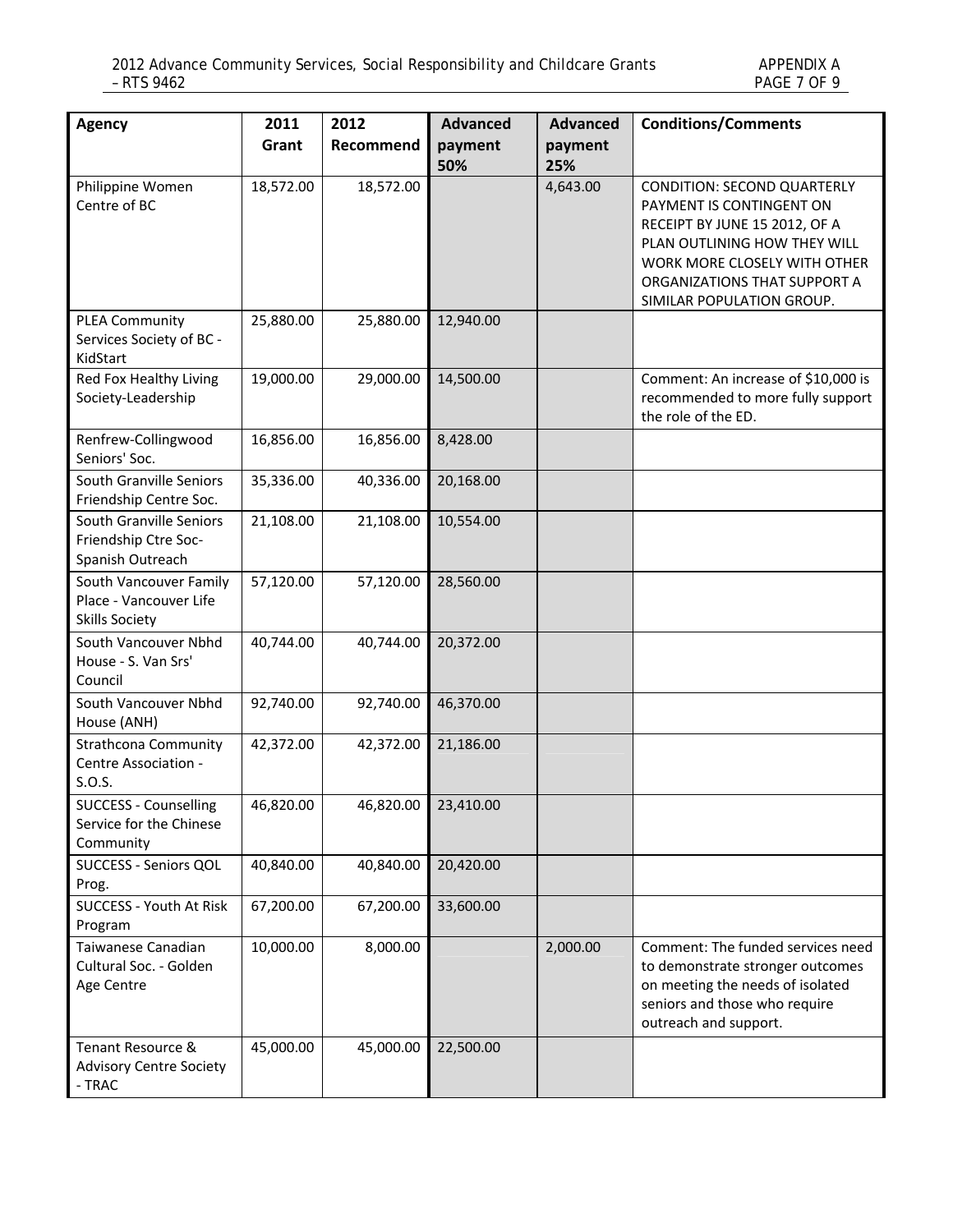| Agency | 2011 Grant | 2012 Recommend | Advanced payment 50% | Advanced payment 25% | Conditions/Comments |
|---|---|---|---|---|---|
| Philippine Women Centre of BC | 18,572.00 | 18,572.00 | | 4,643.00 | CONDITION: SECOND QUARTERLY PAYMENT IS CONTINGENT ON RECEIPT BY JUNE 15 2012, OF A PLAN OUTLINING HOW THEY WILL WORK MORE CLOSELY WITH OTHER ORGANIZATIONS THAT SUPPORT A SIMILAR POPULATION GROUP. |
| PLEA Community Services Society of BC - KidStart | 25,880.00 | 25,880.00 | 12,940.00 | | |
| Red Fox Healthy Living Society-Leadership | 19,000.00 | 29,000.00 | 14,500.00 | | Comment: An increase of $10,000 is recommended to more fully support the role of the ED. |
| Renfrew-Collingwood Seniors' Soc. | 16,856.00 | 16,856.00 | 8,428.00 | | |
| South Granville Seniors Friendship Centre Soc. | 35,336.00 | 40,336.00 | 20,168.00 | | |
| South Granville Seniors Friendship Ctre Soc-Spanish Outreach | 21,108.00 | 21,108.00 | 10,554.00 | | |
| South Vancouver Family Place - Vancouver Life Skills Society | 57,120.00 | 57,120.00 | 28,560.00 | | |
| South Vancouver Nbhd House - S. Van Srs' Council | 40,744.00 | 40,744.00 | 20,372.00 | | |
| South Vancouver Nbhd House (ANH) | 92,740.00 | 92,740.00 | 46,370.00 | | |
| Strathcona Community Centre Association - S.O.S. | 42,372.00 | 42,372.00 | 21,186.00 | | |
| SUCCESS - Counselling Service for the Chinese Community | 46,820.00 | 46,820.00 | 23,410.00 | | |
| SUCCESS - Seniors QOL Prog. | 40,840.00 | 40,840.00 | 20,420.00 | | |
| SUCCESS - Youth At Risk Program | 67,200.00 | 67,200.00 | 33,600.00 | | |
| Taiwanese Canadian Cultural Soc. - Golden Age Centre | 10,000.00 | 8,000.00 | | 2,000.00 | Comment: The funded services need to demonstrate stronger outcomes on meeting the needs of isolated seniors and those who require outreach and support. |
| Tenant Resource & Advisory Centre Society - TRAC | 45,000.00 | 45,000.00 | 22,500.00 | | |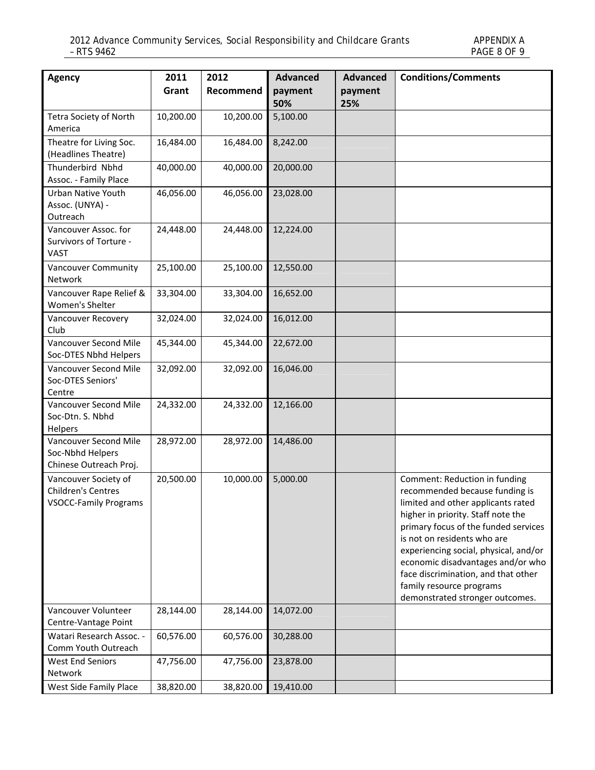| Agency | 2011 Grant | 2012 Recommend | Advanced payment 50% | Advanced payment 25% | Conditions/Comments |
|---|---|---|---|---|---|
| Tetra Society of North America | 10,200.00 | 10,200.00 | 5,100.00 | | |
| Theatre for Living Soc. (Headlines Theatre) | 16,484.00 | 16,484.00 | 8,242.00 | | |
| Thunderbird Nbhd Assoc. - Family Place | 40,000.00 | 40,000.00 | 20,000.00 | | |
| Urban Native Youth Assoc. (UNYA) - Outreach | 46,056.00 | 46,056.00 | 23,028.00 | | |
| Vancouver Assoc. for Survivors of Torture - VAST | 24,448.00 | 24,448.00 | 12,224.00 | | |
| Vancouver Community Network | 25,100.00 | 25,100.00 | 12,550.00 | | |
| Vancouver Rape Relief & Women's Shelter | 33,304.00 | 33,304.00 | 16,652.00 | | |
| Vancouver Recovery Club | 32,024.00 | 32,024.00 | 16,012.00 | | |
| Vancouver Second Mile Soc-DTES Nbhd Helpers | 45,344.00 | 45,344.00 | 22,672.00 | | |
| Vancouver Second Mile Soc-DTES Seniors' Centre | 32,092.00 | 32,092.00 | 16,046.00 | | |
| Vancouver Second Mile Soc-Dtn. S. Nbhd Helpers | 24,332.00 | 24,332.00 | 12,166.00 | | |
| Vancouver Second Mile Soc-Nbhd Helpers Chinese Outreach Proj. | 28,972.00 | 28,972.00 | 14,486.00 | | |
| Vancouver Society of Children's Centres VSOCC-Family Programs | 20,500.00 | 10,000.00 | 5,000.00 | | Comment: Reduction in funding recommended because funding is limited and other applicants rated higher in priority. Staff note the primary focus of the funded services is not on residents who are experiencing social, physical, and/or economic disadvantages and/or who face discrimination, and that other family resource programs demonstrated stronger outcomes. |
| Vancouver Volunteer Centre-Vantage Point | 28,144.00 | 28,144.00 | 14,072.00 | | |
| Watari Research Assoc. - Comm Youth Outreach | 60,576.00 | 60,576.00 | 30,288.00 | | |
| West End Seniors Network | 47,756.00 | 47,756.00 | 23,878.00 | | |
| West Side Family Place | 38,820.00 | 38,820.00 | 19,410.00 | | |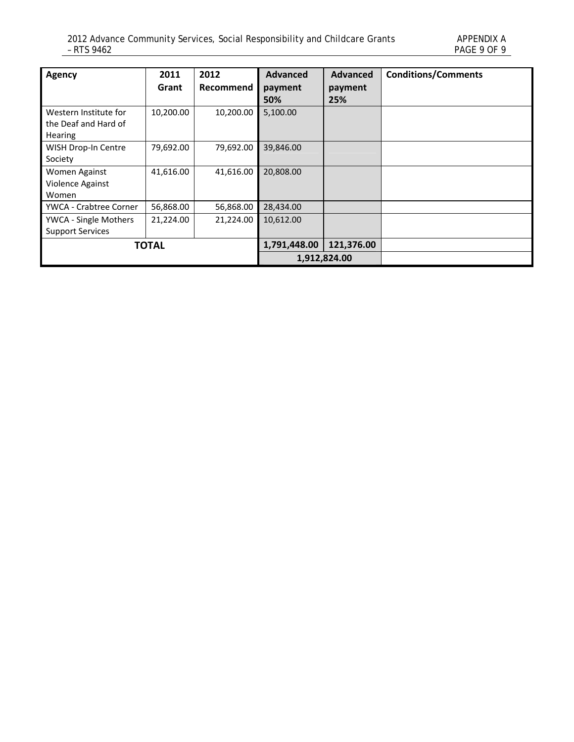| Agency | 2011 Grant | 2012 Recommend | Advanced payment 50% | Advanced payment 25% | Conditions/Comments |
|---|---|---|---|---|---|
| Western Institute for the Deaf and Hard of Hearing | 10,200.00 | 10,200.00 | 5,100.00 | | |
| WISH Drop-In Centre Society | 79,692.00 | 79,692.00 | 39,846.00 | | |
| Women Against Violence Against Women | 41,616.00 | 41,616.00 | 20,808.00 | | |
| YWCA - Crabtree Corner | 56,868.00 | 56,868.00 | 28,434.00 | | |
| YWCA - Single Mothers Support Services | 21,224.00 | 21,224.00 | 10,612.00 | | |
| **TOTAL** | | | **1,791,448.00** | **121,376.00** | |
| | | | **1,912,824.00** | | |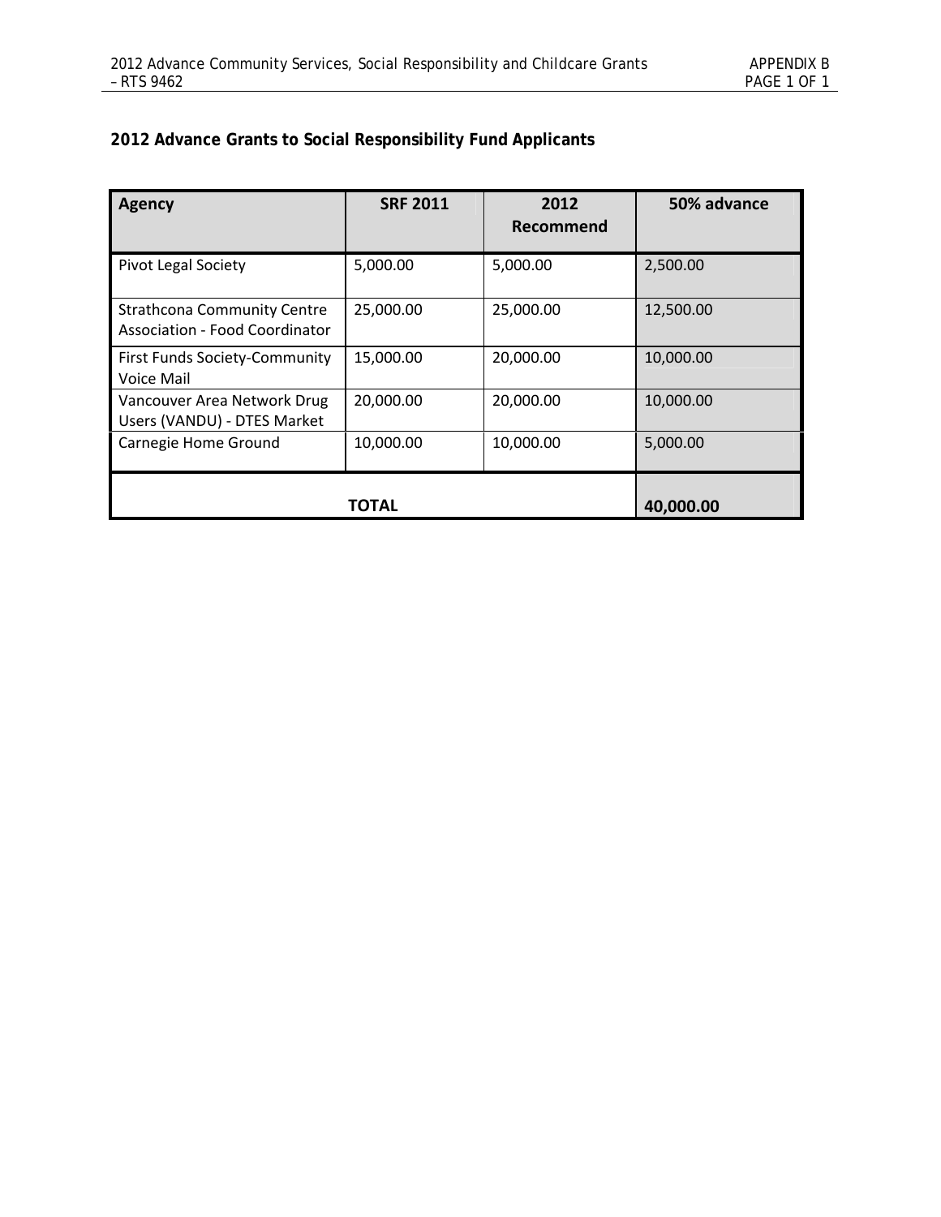**2012 Advance Grants to Social Responsibility Fund Applicants**

| Agency | SRF 2011 | 2012 Recommend | 50% advance |
|---|---|---|---|
| Pivot Legal Society | 5,000.00 | 5,000.00 | 2,500.00 |
| Strathcona Community Centre Association - Food Coordinator | 25,000.00 | 25,000.00 | 12,500.00 |
| First Funds Society-Community Voice Mail | 15,000.00 | 20,000.00 | 10,000.00 |
| Vancouver Area Network Drug Users (VANDU) - DTES Market | 20,000.00 | 20,000.00 | 10,000.00 |
| Carnegie Home Ground | 10,000.00 | 10,000.00 | 5,000.00 |
| **TOTAL** | | | **40,000.00** |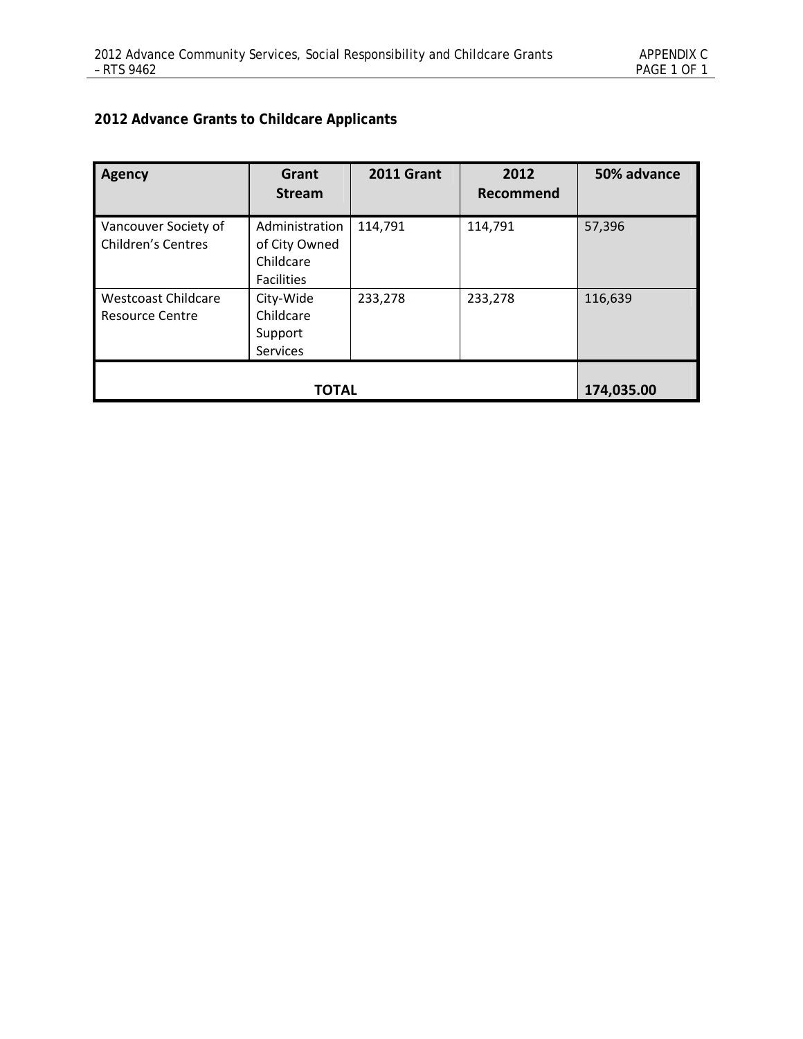## 2012 Advance Grants to Childcare Applicants

| Agency | Grant Stream | 2011 Grant | 2012 Recommend | 50% advance |
|---|---|---|---|---|
| Vancouver Society of Children's Centres | Administration of City Owned Childcare Facilities | 114,791 | 114,791 | 57,396 |
| Westcoast Childcare Resource Centre | City-Wide Childcare Support Services | 233,278 | 233,278 | 116,639 |
| **TOTAL** | | | | **174,035.00** |